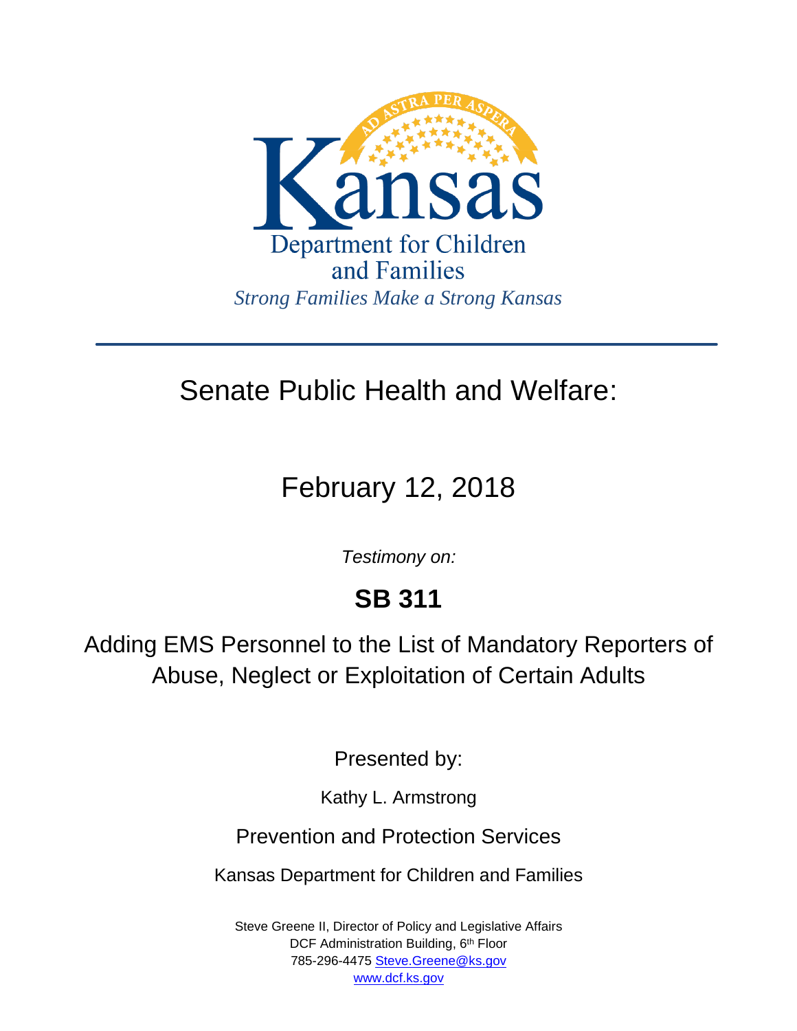AD ASTRA PER ASPERA

Kansas

Department for Children and Families

*Strong Families Make a Strong Kansas*

---

# Senate Public Health and Welfare:

## February 12, 2018

*Testimony on:*

# SB 311

## Adding EMS Personnel to the List of Mandatory Reporters of Abuse, Neglect or Exploitation of Certain Adults

Presented by:

Kathy L. Armstrong

Prevention and Protection Services

Kansas Department for Children and Families

Steve Greene II, Director of Policy and Legislative Affairs
DCF Administration Building, 6th Floor
785-296-4475 Steve.Greene@ks.gov
www.dcf.ks.gov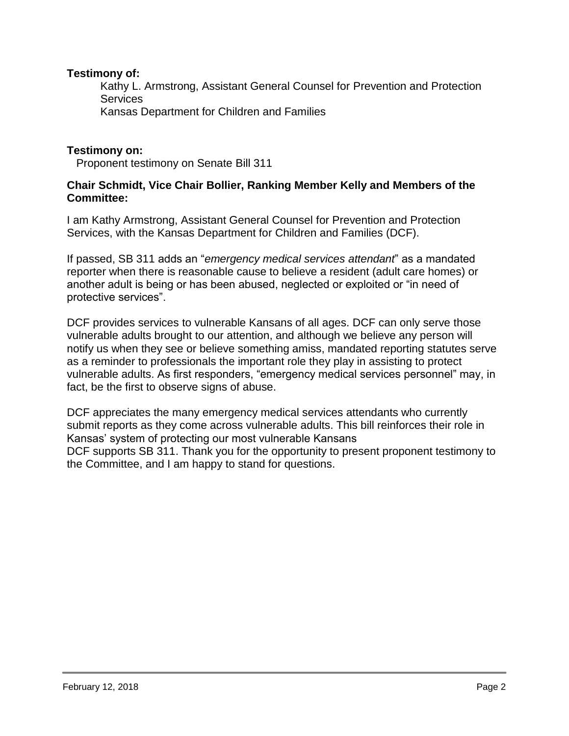**Testimony of:**

Kathy L. Armstrong, Assistant General Counsel for Prevention and Protection Services
Kansas Department for Children and Families

**Testimony on:**

Proponent testimony on Senate Bill 311

**Chair Schmidt, Vice Chair Bollier, Ranking Member Kelly and Members of the Committee:**

I am Kathy Armstrong, Assistant General Counsel for Prevention and Protection Services, with the Kansas Department for Children and Families (DCF).

If passed, SB 311 adds an "*emergency medical services attendant*" as a mandated reporter when there is reasonable cause to believe a resident (adult care homes) or another adult is being or has been abused, neglected or exploited or "in need of protective services".

DCF provides services to vulnerable Kansans of all ages. DCF can only serve those vulnerable adults brought to our attention, and although we believe any person will notify us when they see or believe something amiss, mandated reporting statutes serve as a reminder to professionals the important role they play in assisting to protect vulnerable adults. As first responders, "emergency medical services personnel" may, in fact, be the first to observe signs of abuse.

DCF appreciates the many emergency medical services attendants who currently submit reports as they come across vulnerable adults. This bill reinforces their role in Kansas' system of protecting our most vulnerable Kansans
DCF supports SB 311. Thank you for the opportunity to present proponent testimony to the Committee, and I am happy to stand for questions.